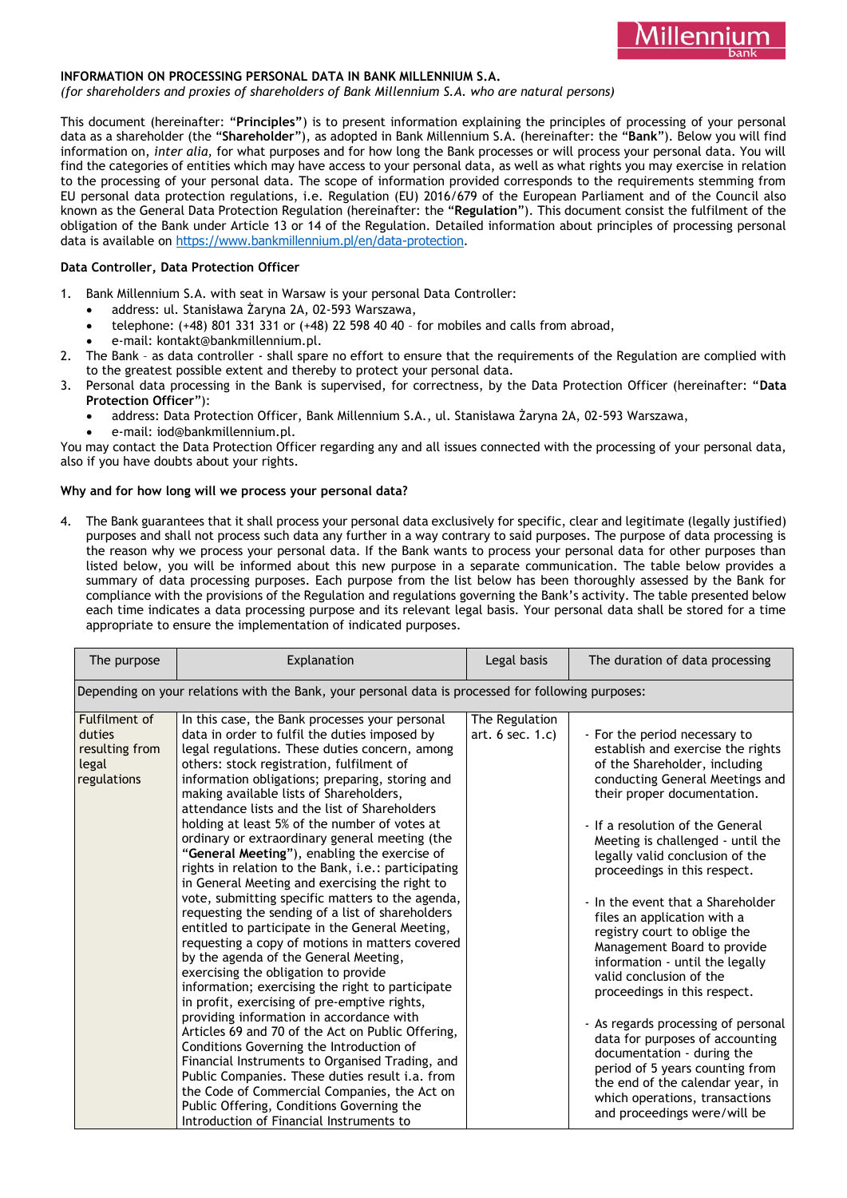# INFORMATION ON PROCESSING PERSONAL DATA IN BANK MILLENNIUM S.A.

*(for shareholders and proxies of shareholders of Bank Millennium S.A. who are natural persons)*

This document (hereinafter: "**Principles**") is to present information explaining the principles of processing of your personal data as a shareholder (the "**Shareholder**"), as adopted in Bank Millennium S.A. (hereinafter: the "**Bank**"). Below you will find information on, *inter alia*, for what purposes and for how long the Bank processes or will process your personal data. You will find the categories of entities which may have access to your personal data, as well as what rights you may exercise in relation to the processing of your personal data. The scope of information provided corresponds to the requirements stemming from EU personal data protection regulations, i.e. Regulation (EU) 2016/679 of the European Parliament and of the Council also known as the General Data Protection Regulation (hereinafter: the "**Regulation**"). This document consist the fulfilment of the obligation of the Bank under Article 13 or 14 of the Regulation. Detailed information about principles of processing personal data is available on https://www.bankmillennium.pl/en/data-protection.

## Data Controller, Data Protection Officer

1. Bank Millennium S.A. with seat in Warsaw is your personal Data Controller:
   - address: ul. Stanisława Żaryna 2A, 02-593 Warszawa,
   - telephone: (+48) 801 331 331 or (+48) 22 598 40 40 – for mobiles and calls from abroad,
   - e-mail: kontakt@bankmillennium.pl.
2. The Bank – as data controller - shall spare no effort to ensure that the requirements of the Regulation are complied with to the greatest possible extent and thereby to protect your personal data.
3. Personal data processing in the Bank is supervised, for correctness, by the Data Protection Officer (hereinafter: "**Data Protection Officer**"):
   - address: Data Protection Officer, Bank Millennium S.A., ul. Stanisława Żaryna 2A, 02-593 Warszawa,
   - e-mail: iod@bankmillennium.pl.

You may contact the Data Protection Officer regarding any and all issues connected with the processing of your personal data, also if you have doubts about your rights.

## Why and for how long will we process your personal data?

4. The Bank guarantees that it shall process your personal data exclusively for specific, clear and legitimate (legally justified) purposes and shall not process such data any further in a way contrary to said purposes. The purpose of data processing is the reason why we process your personal data. If the Bank wants to process your personal data for other purposes than listed below, you will be informed about this new purpose in a separate communication. The table below provides a summary of data processing purposes. Each purpose from the list below has been thoroughly assessed by the Bank for compliance with the provisions of the Regulation and regulations governing the Bank's activity. The table presented below each time indicates a data processing purpose and its relevant legal basis. Your personal data shall be stored for a time appropriate to ensure the implementation of indicated purposes.

| The purpose | Explanation | Legal basis | The duration of data processing |
|---|---|---|---|
| Depending on your relations with the Bank, your personal data is processed for following purposes: | | | |
| Fulfilment of duties resulting from legal regulations | In this case, the Bank processes your personal data in order to fulfil the duties imposed by legal regulations. These duties concern, among others: stock registration, fulfilment of information obligations; preparing, storing and making available lists of Shareholders, attendance lists and the list of Shareholders holding at least 5% of the number of votes at ordinary or extraordinary general meeting (the "**General Meeting**"), enabling the exercise of rights in relation to the Bank, i.e.: participating in General Meeting and exercising the right to vote, submitting specific matters to the agenda, requesting the sending of a list of shareholders entitled to participate in the General Meeting, requesting a copy of motions in matters covered by the agenda of the General Meeting, exercising the obligation to provide information; exercising the right to participate in profit, exercising of pre-emptive rights, providing information in accordance with Articles 69 and 70 of the Act on Public Offering, Conditions Governing the Introduction of Financial Instruments to Organised Trading, and Public Companies. These duties result i.a. from the Code of Commercial Companies, the Act on Public Offering, Conditions Governing the Introduction of Financial Instruments to | The Regulation art. 6 sec. 1.c) | - For the period necessary to establish and exercise the rights of the Shareholder, including conducting General Meetings and their proper documentation.<br><br>- If a resolution of the General Meeting is challenged - until the legally valid conclusion of the proceedings in this respect.<br><br>- In the event that a Shareholder files an application with a registry court to oblige the Management Board to provide information - until the legally valid conclusion of the proceedings in this respect.<br><br>- As regards processing of personal data for purposes of accounting documentation - during the period of 5 years counting from the end of the calendar year, in which operations, transactions and proceedings were/will be |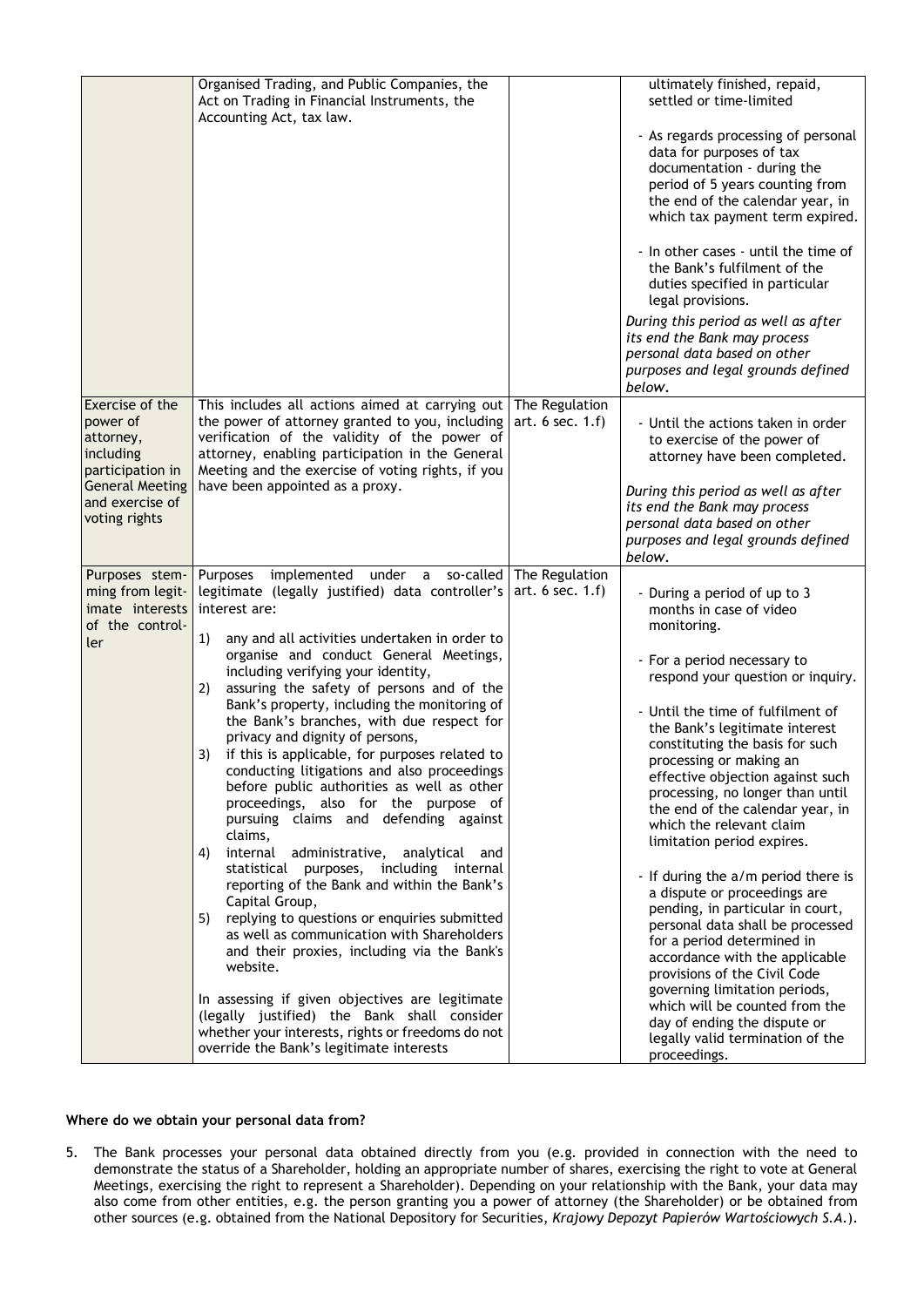| | Organised Trading, and Public Companies, the Act on Trading in Financial Instruments, the Accounting Act, tax law. | | ultimately finished, repaid, settled or time-limited<br><br>- As regards processing of personal data for purposes of tax documentation - during the period of 5 years counting from the end of the calendar year, in which tax payment term expired.<br><br>- In other cases - until the time of the Bank's fulfilment of the duties specified in particular legal provisions.<br><br>*During this period as well as after its end the Bank may process personal data based on other purposes and legal grounds defined below.* |
|---|---|---|---|
| Exercise of the power of attorney, including participation in General Meeting and exercise of voting rights | This includes all actions aimed at carrying out the power of attorney granted to you, including verification of the validity of the power of attorney, enabling participation in the General Meeting and the exercise of voting rights, if you have been appointed as a proxy. | The Regulation art. 6 sec. 1.f) | - Until the actions taken in order to exercise of the power of attorney have been completed.<br><br>*During this period as well as after its end the Bank may process personal data based on other purposes and legal grounds defined below.* |
| Purposes stemming from legitimate interests of the controller | Purposes implemented under a so-called legitimate (legally justified) data controller's interest are:<br>1) any and all activities undertaken in order to organise and conduct General Meetings, including verifying your identity,<br>2) assuring the safety of persons and of the Bank's property, including the monitoring of the Bank's branches, with due respect for privacy and dignity of persons,<br>3) if this is applicable, for purposes related to conducting litigations and also proceedings before public authorities as well as other proceedings, also for the purpose of pursuing claims and defending against claims,<br>4) internal administrative, analytical and statistical purposes, including internal reporting of the Bank and within the Bank's Capital Group,<br>5) replying to questions or enquiries submitted as well as communication with Shareholders and their proxies, including via the Bank's website.<br><br>In assessing if given objectives are legitimate (legally justified) the Bank shall consider whether your interests, rights or freedoms do not override the Bank's legitimate interests | The Regulation art. 6 sec. 1.f) | - During a period of up to 3 months in case of video monitoring.<br><br>- For a period necessary to respond your question or inquiry.<br><br>- Until the time of fulfilment of the Bank's legitimate interest constituting the basis for such processing or making an effective objection against such processing, no longer than until the end of the calendar year, in which the relevant claim limitation period expires.<br><br>- If during the a/m period there is a dispute or proceedings are pending, in particular in court, personal data shall be processed for a period determined in accordance with the applicable provisions of the Civil Code governing limitation periods, which will be counted from the day of ending the dispute or legally valid termination of the proceedings. |

**Where do we obtain your personal data from?**

5. The Bank processes your personal data obtained directly from you (e.g. provided in connection with the need to demonstrate the status of a Shareholder, holding an appropriate number of shares, exercising the right to vote at General Meetings, exercising the right to represent a Shareholder). Depending on your relationship with the Bank, your data may also come from other entities, e.g. the person granting you a power of attorney (the Shareholder) or be obtained from other sources (e.g. obtained from the National Depository for Securities, *Krajowy Depozyt Papierów Wartościowych S.A.*).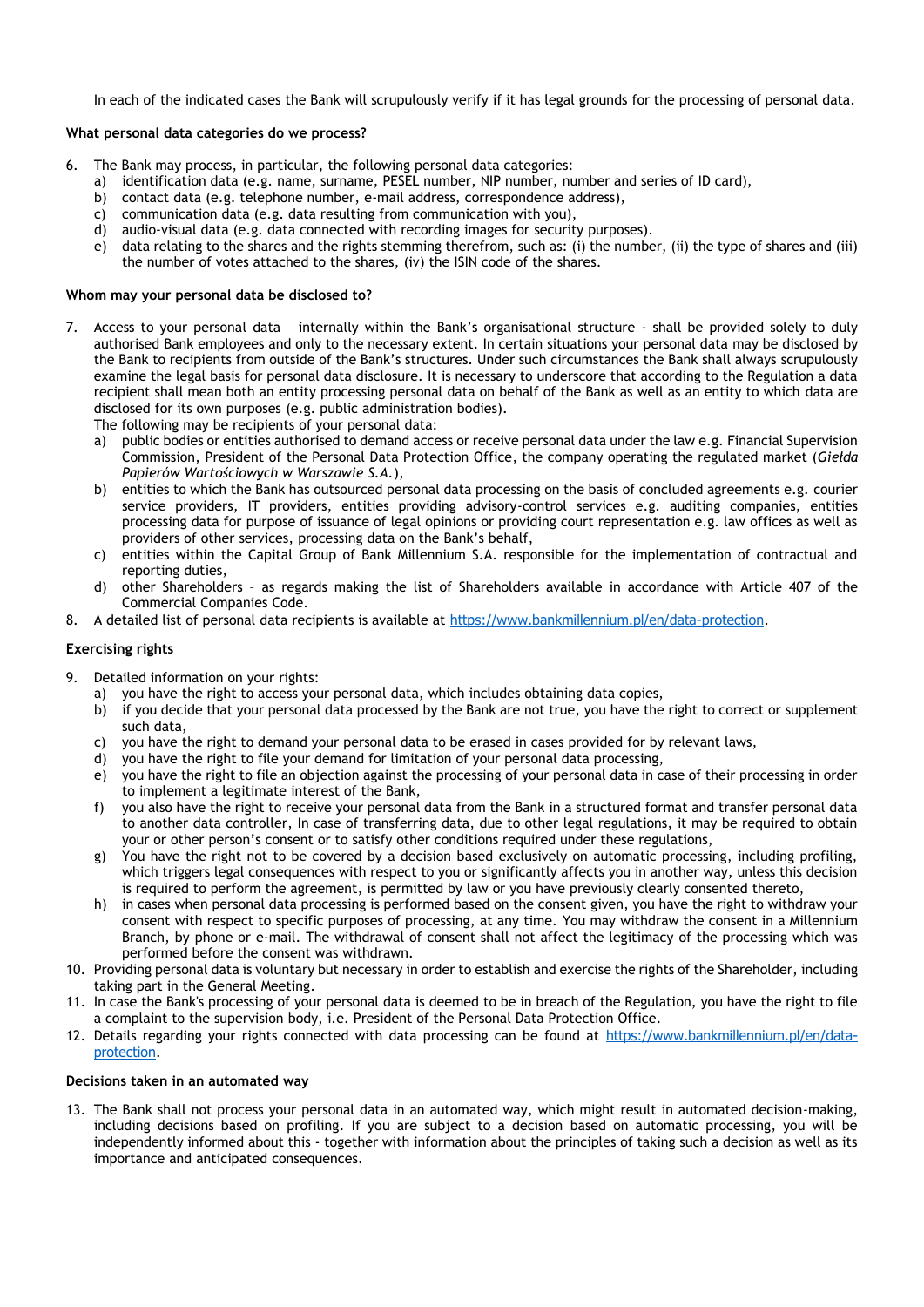In each of the indicated cases the Bank will scrupulously verify if it has legal grounds for the processing of personal data.

**What personal data categories do we process?**

6. The Bank may process, in particular, the following personal data categories:
   a) identification data (e.g. name, surname, PESEL number, NIP number, number and series of ID card),
   b) contact data (e.g. telephone number, e-mail address, correspondence address),
   c) communication data (e.g. data resulting from communication with you),
   d) audio-visual data (e.g. data connected with recording images for security purposes).
   e) data relating to the shares and the rights stemming therefrom, such as: (i) the number, (ii) the type of shares and (iii) the number of votes attached to the shares, (iv) the ISIN code of the shares.

**Whom may your personal data be disclosed to?**

7. Access to your personal data – internally within the Bank's organisational structure - shall be provided solely to duly authorised Bank employees and only to the necessary extent. In certain situations your personal data may be disclosed by the Bank to recipients from outside of the Bank's structures. Under such circumstances the Bank shall always scrupulously examine the legal basis for personal data disclosure. It is necessary to underscore that according to the Regulation a data recipient shall mean both an entity processing personal data on behalf of the Bank as well as an entity to which data are disclosed for its own purposes (e.g. public administration bodies).
   The following may be recipients of your personal data:
   a) public bodies or entities authorised to demand access or receive personal data under the law e.g. Financial Supervision Commission, President of the Personal Data Protection Office, the company operating the regulated market (*Giełda Papierów Wartościowych w Warszawie S.A.*),
   b) entities to which the Bank has outsourced personal data processing on the basis of concluded agreements e.g. courier service providers, IT providers, entities providing advisory-control services e.g. auditing companies, entities processing data for purpose of issuance of legal opinions or providing court representation e.g. law offices as well as providers of other services, processing data on the Bank's behalf,
   c) entities within the Capital Group of Bank Millennium S.A. responsible for the implementation of contractual and reporting duties,
   d) other Shareholders – as regards making the list of Shareholders available in accordance with Article 407 of the Commercial Companies Code.
8. A detailed list of personal data recipients is available at https://www.bankmillennium.pl/en/data-protection.

**Exercising rights**

9. Detailed information on your rights:
   a) you have the right to access your personal data, which includes obtaining data copies,
   b) if you decide that your personal data processed by the Bank are not true, you have the right to correct or supplement such data,
   c) you have the right to demand your personal data to be erased in cases provided for by relevant laws,
   d) you have the right to file your demand for limitation of your personal data processing,
   e) you have the right to file an objection against the processing of your personal data in case of their processing in order to implement a legitimate interest of the Bank,
   f) you also have the right to receive your personal data from the Bank in a structured format and transfer personal data to another data controller, In case of transferring data, due to other legal regulations, it may be required to obtain your or other person's consent or to satisfy other conditions required under these regulations,
   g) You have the right not to be covered by a decision based exclusively on automatic processing, including profiling, which triggers legal consequences with respect to you or significantly affects you in another way, unless this decision is required to perform the agreement, is permitted by law or you have previously clearly consented thereto,
   h) in cases when personal data processing is performed based on the consent given, you have the right to withdraw your consent with respect to specific purposes of processing, at any time. You may withdraw the consent in a Millennium Branch, by phone or e-mail. The withdrawal of consent shall not affect the legitimacy of the processing which was performed before the consent was withdrawn.
10. Providing personal data is voluntary but necessary in order to establish and exercise the rights of the Shareholder, including taking part in the General Meeting.
11. In case the Bank's processing of your personal data is deemed to be in breach of the Regulation, you have the right to file a complaint to the supervision body, i.e. President of the Personal Data Protection Office.
12. Details regarding your rights connected with data processing can be found at https://www.bankmillennium.pl/en/data-protection.

**Decisions taken in an automated way**

13. The Bank shall not process your personal data in an automated way, which might result in automated decision-making, including decisions based on profiling. If you are subject to a decision based on automatic processing, you will be independently informed about this - together with information about the principles of taking such a decision as well as its importance and anticipated consequences.